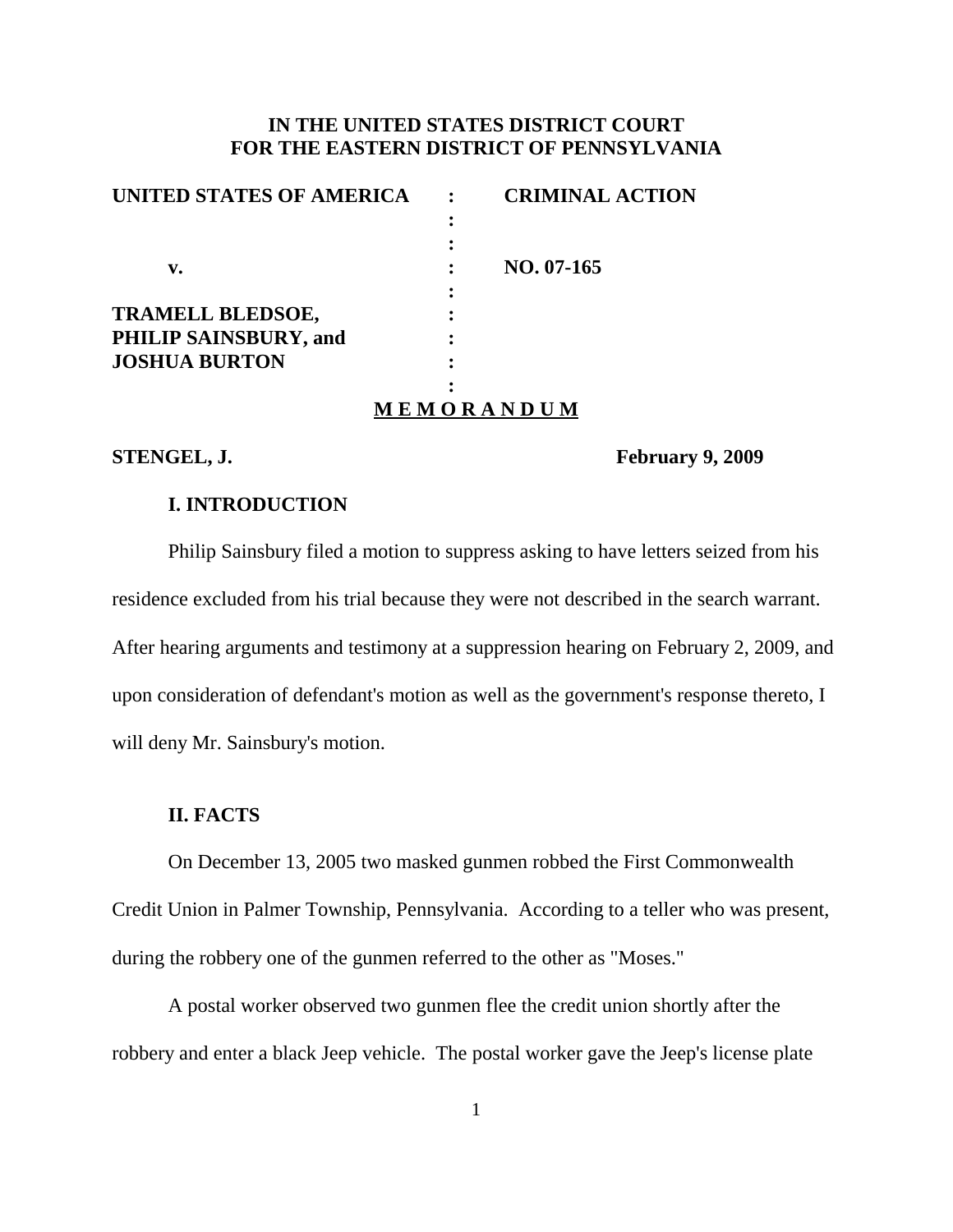# IN THE UNITED STATES DISTRICT COURT FOR THE EASTERN DISTRICT OF PENNSYLVANIA

| | | |
|---|---|---|
| **UNITED STATES OF AMERICA** | : | **CRIMINAL ACTION** |
| | : | |
| **v.** | : | **NO. 07-165** |
| | : | |
| **TRAMELL BLEDSOE, PHILIP SAINSBURY, and JOSHUA BURTON** | : | |

## MEMORANDUM

**STENGEL, J.** **February 9, 2009**

### I. INTRODUCTION

Philip Sainsbury filed a motion to suppress asking to have letters seized from his residence excluded from his trial because they were not described in the search warrant. After hearing arguments and testimony at a suppression hearing on February 2, 2009, and upon consideration of defendant's motion as well as the government's response thereto, I will deny Mr. Sainsbury's motion.

### II. FACTS

On December 13, 2005 two masked gunmen robbed the First Commonwealth Credit Union in Palmer Township, Pennsylvania. According to a teller who was present, during the robbery one of the gunmen referred to the other as "Moses."

A postal worker observed two gunmen flee the credit union shortly after the robbery and enter a black Jeep vehicle. The postal worker gave the Jeep's license plate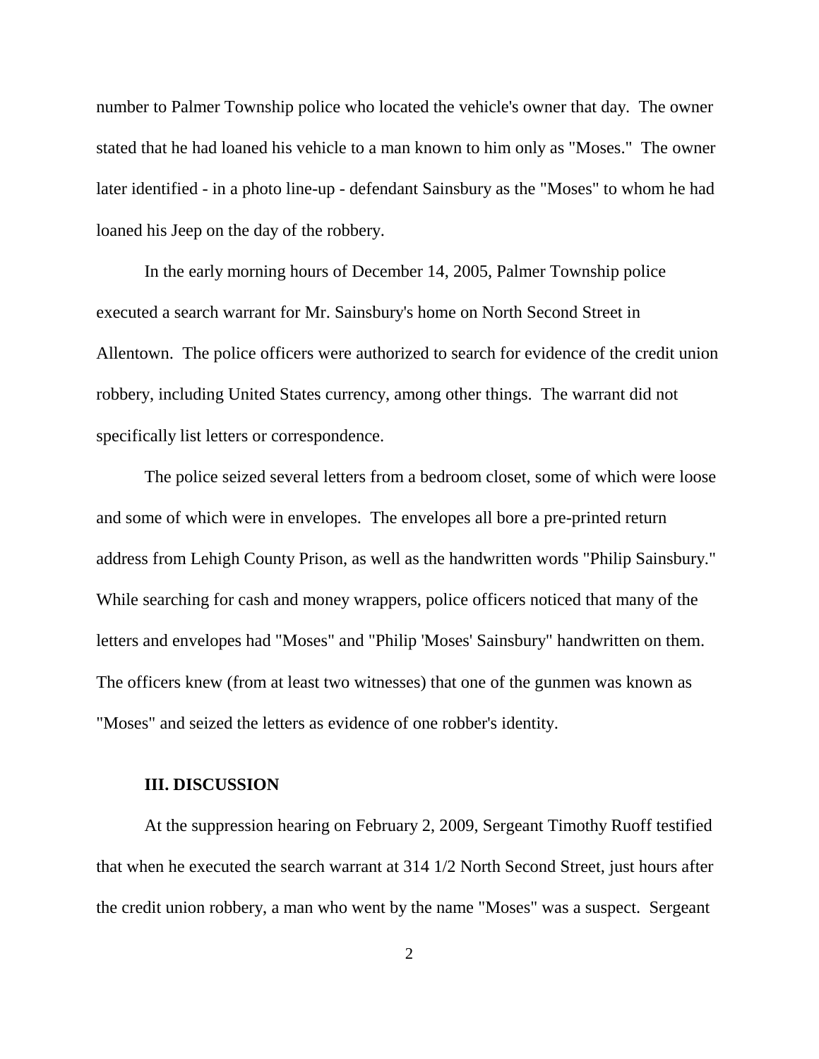number to Palmer Township police who located the vehicle's owner that day. The owner stated that he had loaned his vehicle to a man known to him only as "Moses." The owner later identified - in a photo line-up - defendant Sainsbury as the "Moses" to whom he had loaned his Jeep on the day of the robbery.

In the early morning hours of December 14, 2005, Palmer Township police executed a search warrant for Mr. Sainsbury's home on North Second Street in Allentown. The police officers were authorized to search for evidence of the credit union robbery, including United States currency, among other things. The warrant did not specifically list letters or correspondence.

The police seized several letters from a bedroom closet, some of which were loose and some of which were in envelopes. The envelopes all bore a pre-printed return address from Lehigh County Prison, as well as the handwritten words "Philip Sainsbury." While searching for cash and money wrappers, police officers noticed that many of the letters and envelopes had "Moses" and "Philip 'Moses' Sainsbury" handwritten on them. The officers knew (from at least two witnesses) that one of the gunmen was known as "Moses" and seized the letters as evidence of one robber's identity.

## III. DISCUSSION

At the suppression hearing on February 2, 2009, Sergeant Timothy Ruoff testified that when he executed the search warrant at 314 1/2 North Second Street, just hours after the credit union robbery, a man who went by the name "Moses" was a suspect. Sergeant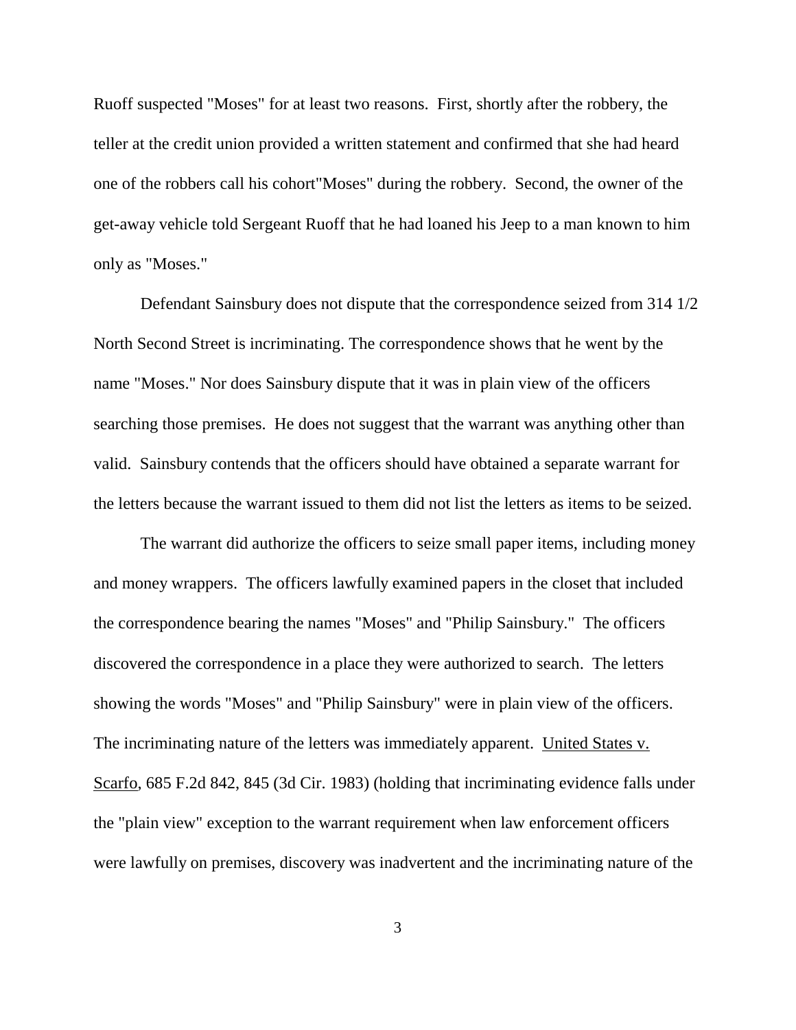Ruoff suspected "Moses" for at least two reasons. First, shortly after the robbery, the teller at the credit union provided a written statement and confirmed that she had heard one of the robbers call his cohort"Moses" during the robbery. Second, the owner of the get-away vehicle told Sergeant Ruoff that he had loaned his Jeep to a man known to him only as "Moses."

Defendant Sainsbury does not dispute that the correspondence seized from 314 1/2 North Second Street is incriminating. The correspondence shows that he went by the name "Moses." Nor does Sainsbury dispute that it was in plain view of the officers searching those premises. He does not suggest that the warrant was anything other than valid. Sainsbury contends that the officers should have obtained a separate warrant for the letters because the warrant issued to them did not list the letters as items to be seized.

The warrant did authorize the officers to seize small paper items, including money and money wrappers. The officers lawfully examined papers in the closet that included the correspondence bearing the names "Moses" and "Philip Sainsbury." The officers discovered the correspondence in a place they were authorized to search. The letters showing the words "Moses" and "Philip Sainsbury" were in plain view of the officers. The incriminating nature of the letters was immediately apparent. United States v. Scarfo, 685 F.2d 842, 845 (3d Cir. 1983) (holding that incriminating evidence falls under the "plain view" exception to the warrant requirement when law enforcement officers were lawfully on premises, discovery was inadvertent and the incriminating nature of the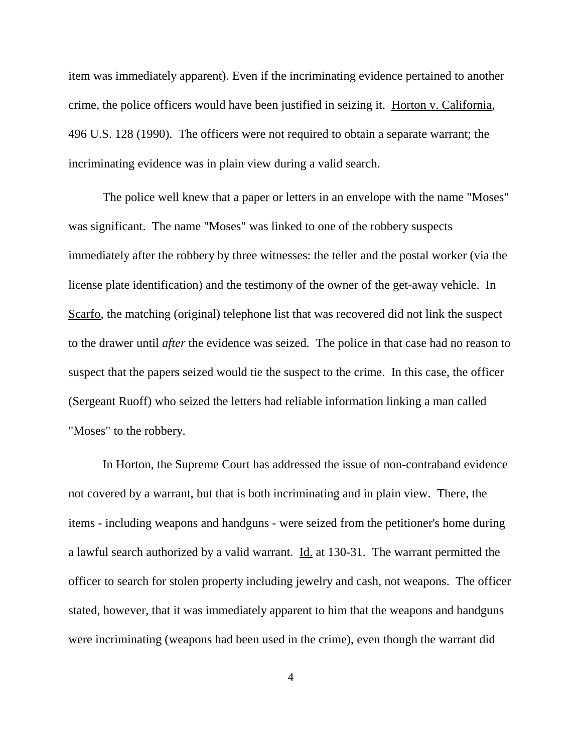item was immediately apparent). Even if the incriminating evidence pertained to another crime, the police officers would have been justified in seizing it. Horton v. California, 496 U.S. 128 (1990). The officers were not required to obtain a separate warrant; the incriminating evidence was in plain view during a valid search.

The police well knew that a paper or letters in an envelope with the name "Moses" was significant. The name "Moses" was linked to one of the robbery suspects immediately after the robbery by three witnesses: the teller and the postal worker (via the license plate identification) and the testimony of the owner of the get-away vehicle. In Scarfo, the matching (original) telephone list that was recovered did not link the suspect to the drawer until *after* the evidence was seized. The police in that case had no reason to suspect that the papers seized would tie the suspect to the crime. In this case, the officer (Sergeant Ruoff) who seized the letters had reliable information linking a man called "Moses" to the robbery.

In Horton, the Supreme Court has addressed the issue of non-contraband evidence not covered by a warrant, but that is both incriminating and in plain view. There, the items - including weapons and handguns - were seized from the petitioner's home during a lawful search authorized by a valid warrant. Id. at 130-31. The warrant permitted the officer to search for stolen property including jewelry and cash, not weapons. The officer stated, however, that it was immediately apparent to him that the weapons and handguns were incriminating (weapons had been used in the crime), even though the warrant did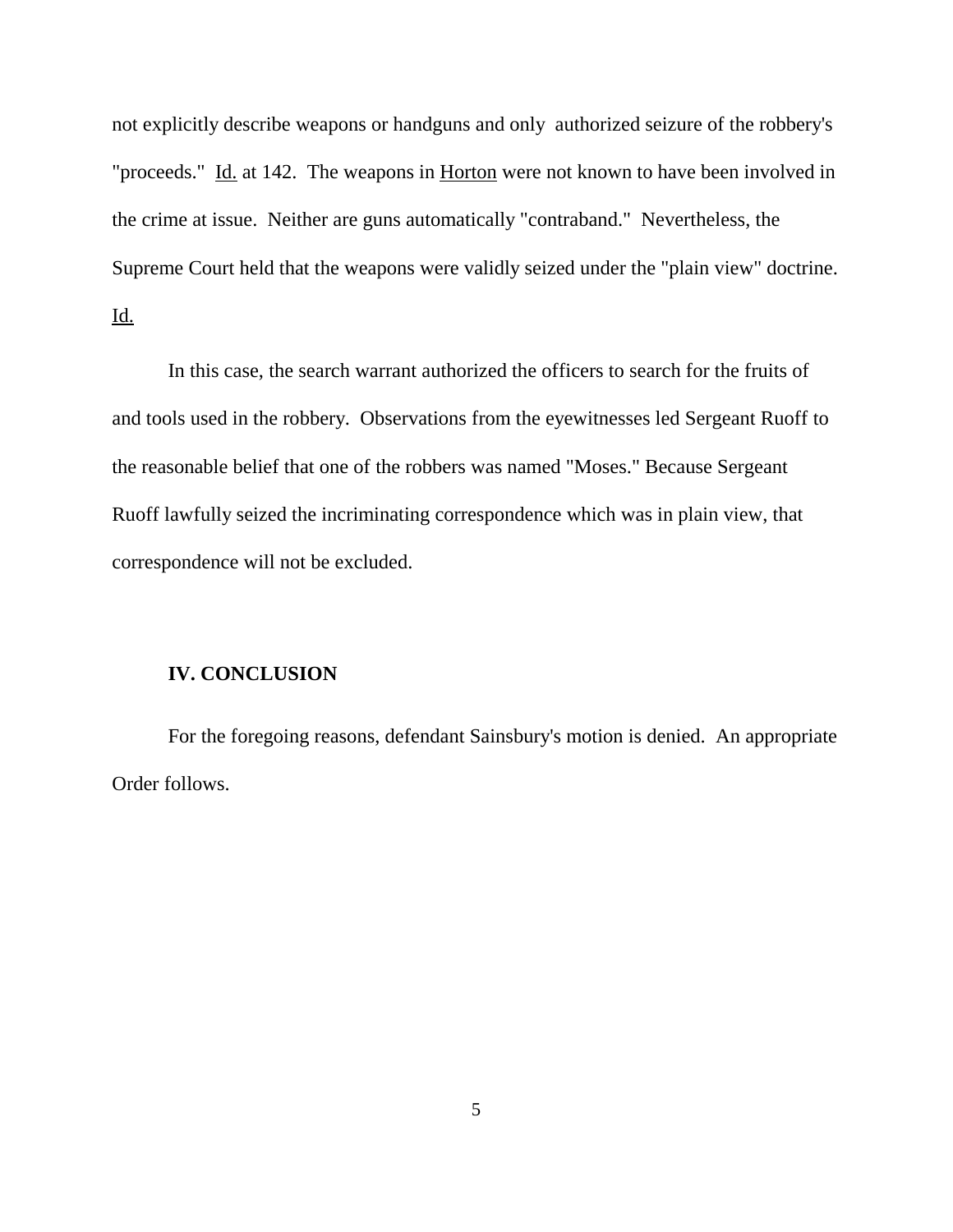not explicitly describe weapons or handguns and only authorized seizure of the robbery's "proceeds." Id. at 142. The weapons in Horton were not known to have been involved in the crime at issue. Neither are guns automatically "contraband." Nevertheless, the Supreme Court held that the weapons were validly seized under the "plain view" doctrine. Id.

In this case, the search warrant authorized the officers to search for the fruits of and tools used in the robbery. Observations from the eyewitnesses led Sergeant Ruoff to the reasonable belief that one of the robbers was named "Moses." Because Sergeant Ruoff lawfully seized the incriminating correspondence which was in plain view, that correspondence will not be excluded.

**IV. CONCLUSION**

For the foregoing reasons, defendant Sainsbury's motion is denied. An appropriate Order follows.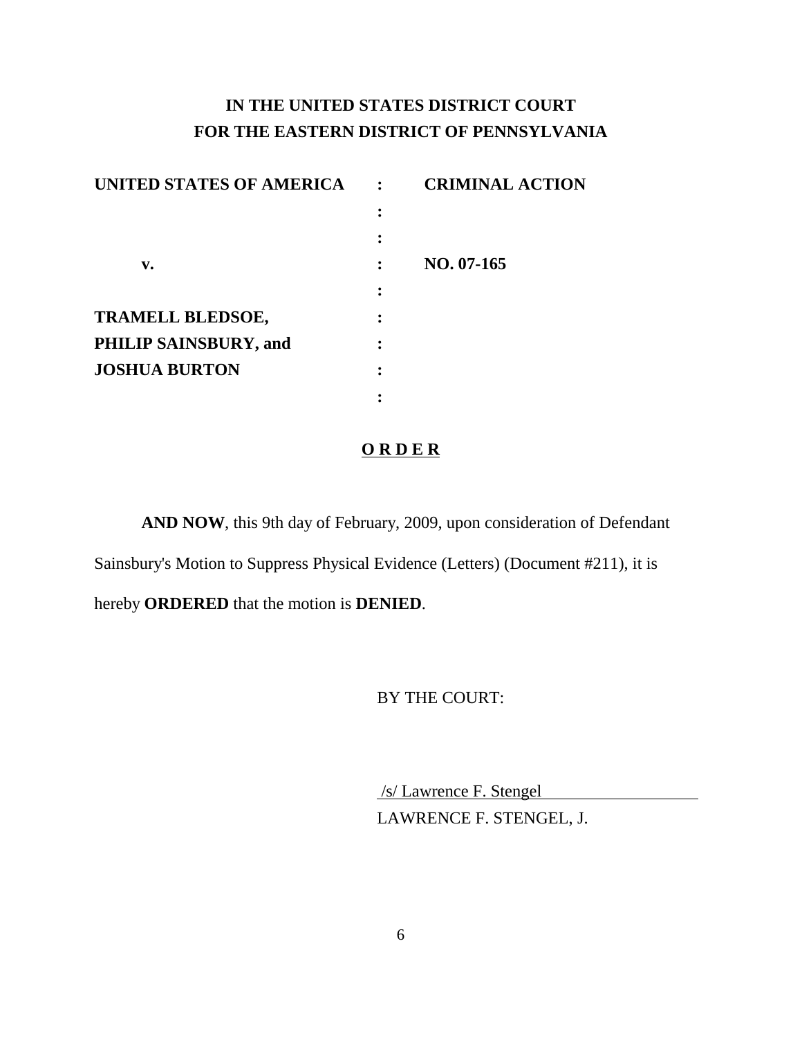**IN THE UNITED STATES DISTRICT COURT**
**FOR THE EASTERN DISTRICT OF PENNSYLVANIA**

| | | |
|---|---|---|
| **UNITED STATES OF AMERICA** | **:** | **CRIMINAL ACTION** |
| | **:** | |
| | **:** | |
| **v.** | **:** | **NO. 07-165** |
| | **:** | |
| **TRAMELL BLEDSOE,** | **:** | |
| **PHILIP SAINSBURY, and** | **:** | |
| **JOSHUA BURTON** | **:** | |
| | **:** | |

**O R D E R**

**AND NOW**, this 9th day of February, 2009, upon consideration of Defendant Sainsbury's Motion to Suppress Physical Evidence (Letters) (Document #211), it is hereby **ORDERED** that the motion is **DENIED**.

BY THE COURT:

/s/ Lawrence F. Stengel
LAWRENCE F. STENGEL, J.